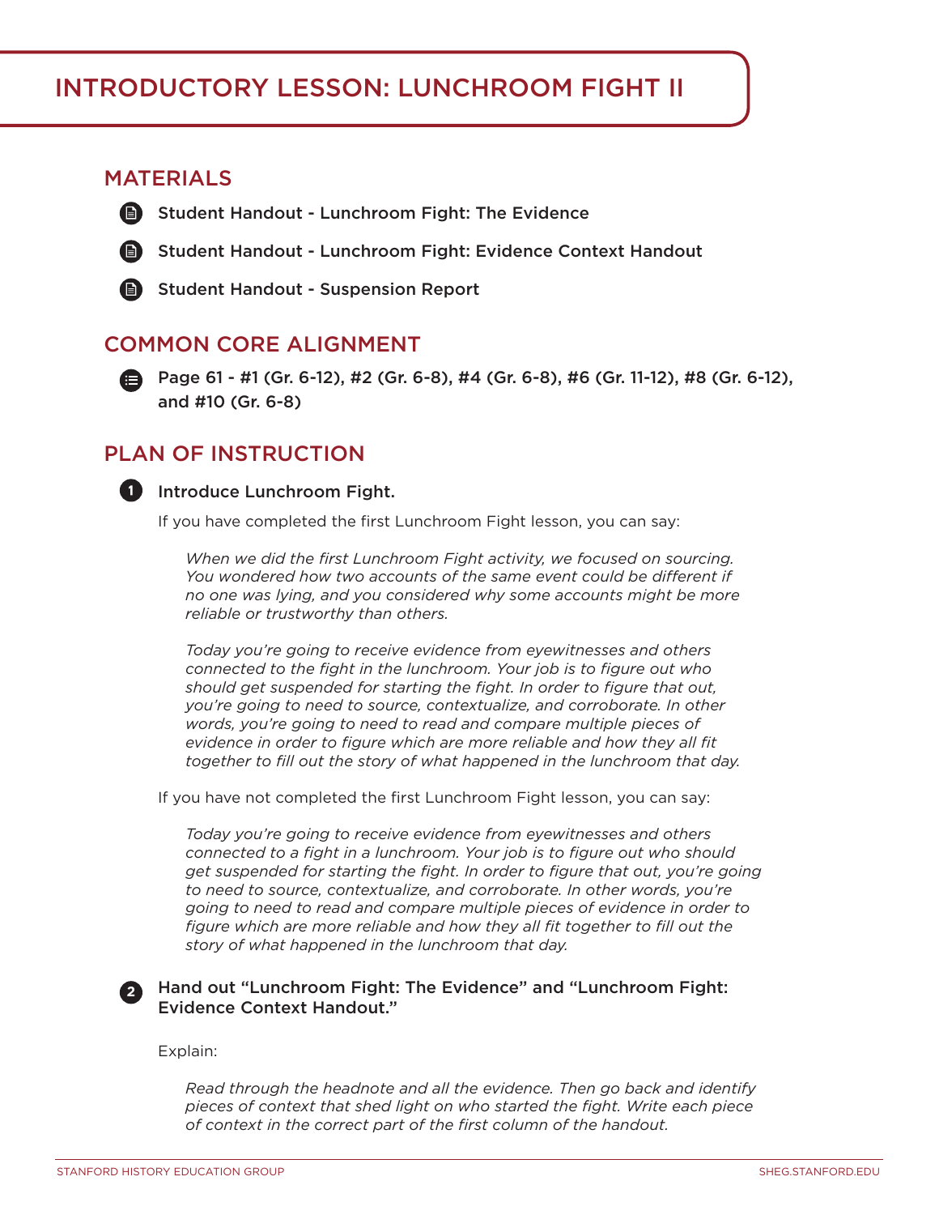# INTRODUCTORY LESSON: LUNCHROOM FIGHT II

## MATERIALS

- Student Handout - Lunchroom Fight: The Evidence
- Student Handout - Lunchroom Fight: Evidence Context Handout
- Student Handout - Suspension Report

## COMMON CORE ALIGNMENT

- Page 61 - #1 (Gr. 6-12), #2 (Gr. 6-8), #4 (Gr. 6-8), #6 (Gr. 11-12), #8 (Gr. 6-12), and #10 (Gr. 6-8)

## PLAN OF INSTRUCTION

1. **Introduce Lunchroom Fight.**

   If you have completed the first Lunchroom Fight lesson, you can say:

   > *When we did the first Lunchroom Fight activity, we focused on sourcing. You wondered how two accounts of the same event could be different if no one was lying, and you considered why some accounts might be more reliable or trustworthy than others.*
   >
   > *Today you're going to receive evidence from eyewitnesses and others connected to the fight in the lunchroom. Your job is to figure out who should get suspended for starting the fight. In order to figure that out, you're going to need to source, contextualize, and corroborate. In other words, you're going to need to read and compare multiple pieces of evidence in order to figure which are more reliable and how they all fit together to fill out the story of what happened in the lunchroom that day.*

   If you have not completed the first Lunchroom Fight lesson, you can say:

   > *Today you're going to receive evidence from eyewitnesses and others connected to a fight in a lunchroom. Your job is to figure out who should get suspended for starting the fight. In order to figure that out, you're going to need to source, contextualize, and corroborate. In other words, you're going to need to read and compare multiple pieces of evidence in order to figure which are more reliable and how they all fit together to fill out the story of what happened in the lunchroom that day.*

2. **Hand out "Lunchroom Fight: The Evidence" and "Lunchroom Fight: Evidence Context Handout."**

   Explain:

   > *Read through the headnote and all the evidence. Then go back and identify pieces of context that shed light on who started the fight. Write each piece of context in the correct part of the first column of the handout.*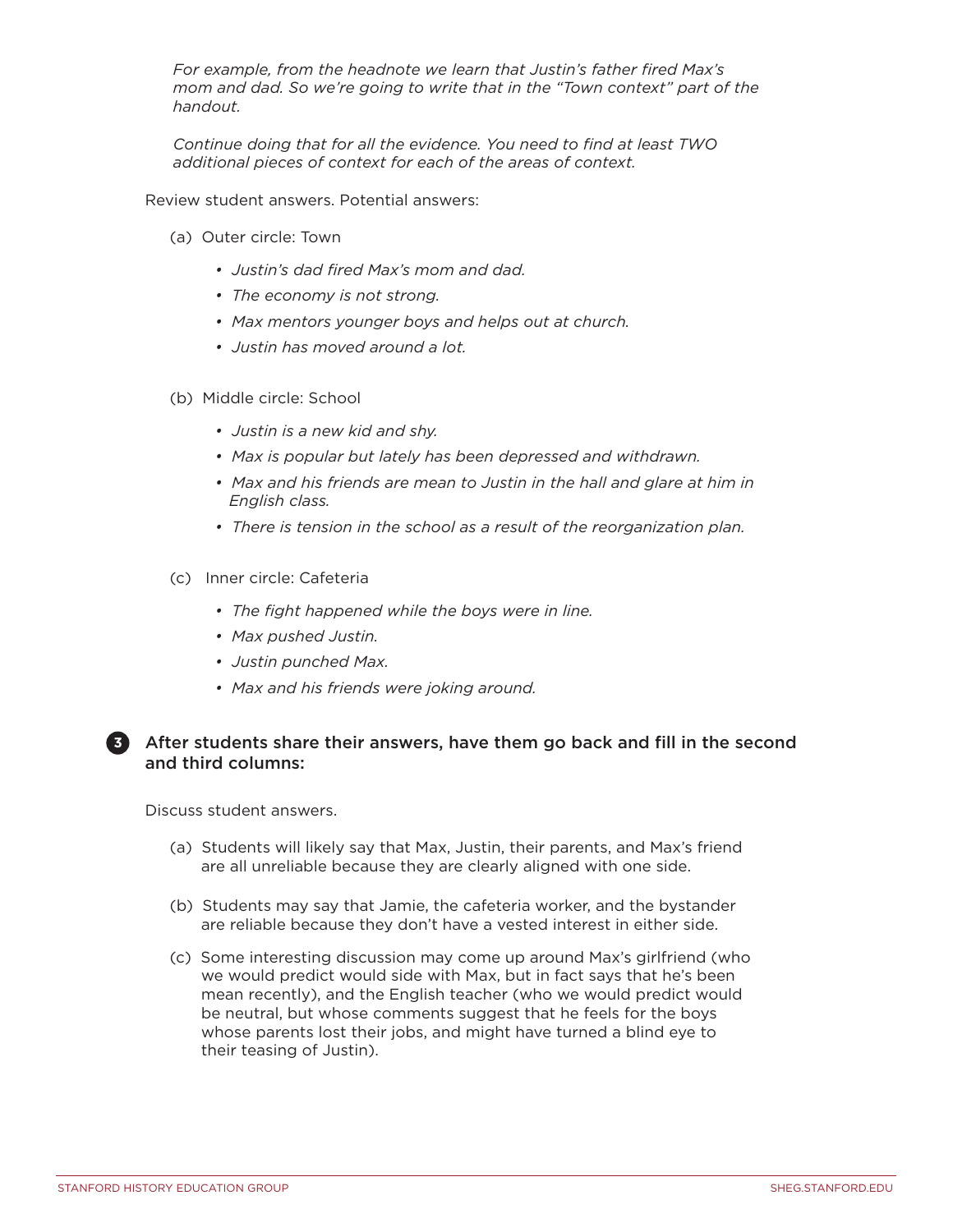*For example, from the headnote we learn that Justin's father fired Max's mom and dad. So we're going to write that in the "Town context" part of the handout.*

*Continue doing that for all the evidence. You need to find at least TWO additional pieces of context for each of the areas of context.*

Review student answers. Potential answers:

(a) Outer circle: Town

- *Justin's dad fired Max's mom and dad.*
- *The economy is not strong.*
- *Max mentors younger boys and helps out at church.*
- *Justin has moved around a lot.*

(b) Middle circle: School

- *Justin is a new kid and shy.*
- *Max is popular but lately has been depressed and withdrawn.*
- *Max and his friends are mean to Justin in the hall and glare at him in English class.*
- *There is tension in the school as a result of the reorganization plan.*

(c) Inner circle: Cafeteria

- *The fight happened while the boys were in line.*
- *Max pushed Justin.*
- *Justin punched Max.*
- *Max and his friends were joking around.*

**3** After students share their answers, have them go back and fill in the second and third columns:

Discuss student answers.

(a) Students will likely say that Max, Justin, their parents, and Max's friend are all unreliable because they are clearly aligned with one side.

(b) Students may say that Jamie, the cafeteria worker, and the bystander are reliable because they don't have a vested interest in either side.

(c) Some interesting discussion may come up around Max's girlfriend (who we would predict would side with Max, but in fact says that he's been mean recently), and the English teacher (who we would predict would be neutral, but whose comments suggest that he feels for the boys whose parents lost their jobs, and might have turned a blind eye to their teasing of Justin).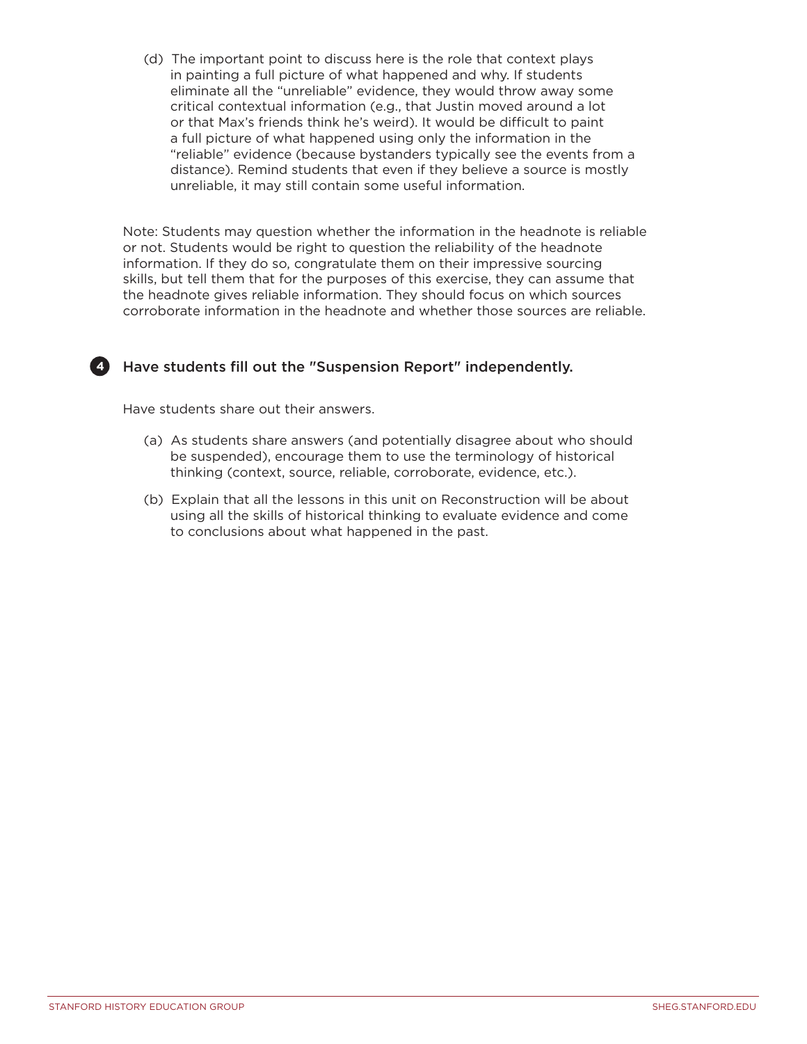(d) The important point to discuss here is the role that context plays in painting a full picture of what happened and why. If students eliminate all the "unreliable" evidence, they would throw away some critical contextual information (e.g., that Justin moved around a lot or that Max's friends think he's weird). It would be difficult to paint a full picture of what happened using only the information in the "reliable" evidence (because bystanders typically see the events from a distance). Remind students that even if they believe a source is mostly unreliable, it may still contain some useful information.

Note: Students may question whether the information in the headnote is reliable or not. Students would be right to question the reliability of the headnote information. If they do so, congratulate them on their impressive sourcing skills, but tell them that for the purposes of this exercise, they can assume that the headnote gives reliable information. They should focus on which sources corroborate information in the headnote and whether those sources are reliable.

**4** Have students fill out the "Suspension Report" independently.

Have students share out their answers.

(a) As students share answers (and potentially disagree about who should be suspended), encourage them to use the terminology of historical thinking (context, source, reliable, corroborate, evidence, etc.).

(b) Explain that all the lessons in this unit on Reconstruction will be about using all the skills of historical thinking to evaluate evidence and come to conclusions about what happened in the past.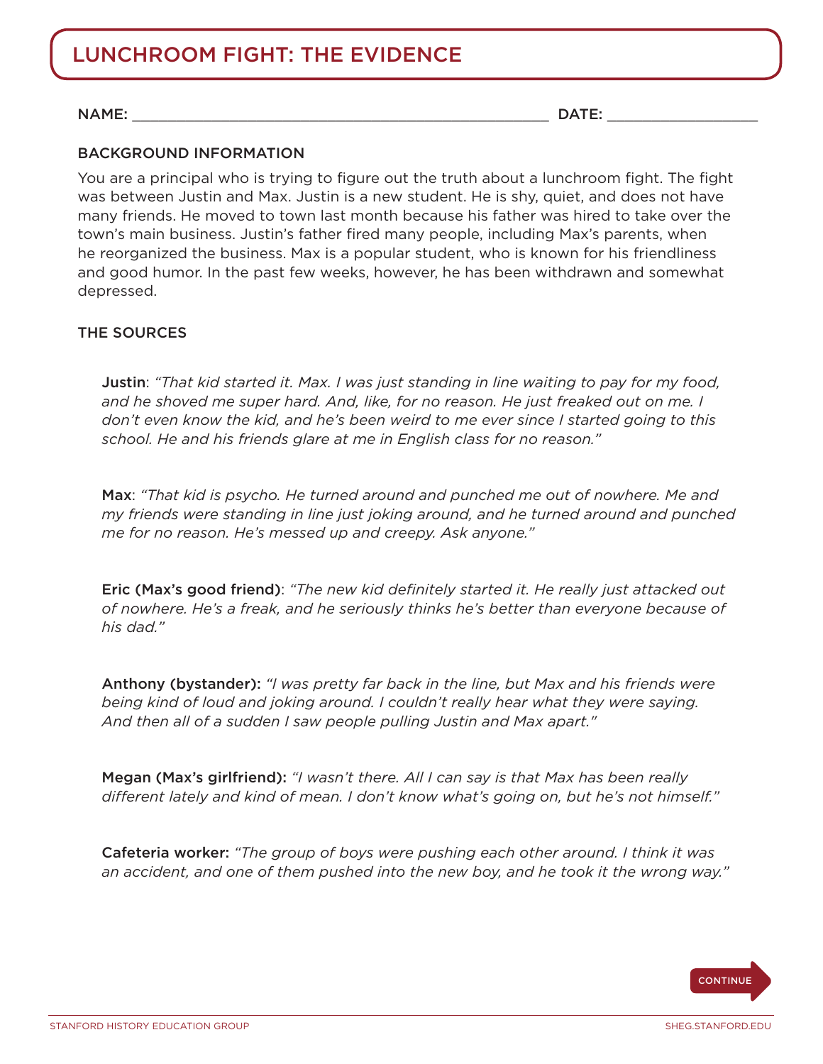# LUNCHROOM FIGHT: THE EVIDENCE

NAME: ________________________________________________ DATE: _______________

## BACKGROUND INFORMATION

You are a principal who is trying to figure out the truth about a lunchroom fight. The fight was between Justin and Max. Justin is a new student. He is shy, quiet, and does not have many friends. He moved to town last month because his father was hired to take over the town's main business. Justin's father fired many people, including Max's parents, when he reorganized the business. Max is a popular student, who is known for his friendliness and good humor. In the past few weeks, however, he has been withdrawn and somewhat depressed.

## THE SOURCES

Justin: *"That kid started it. Max. I was just standing in line waiting to pay for my food, and he shoved me super hard. And, like, for no reason. He just freaked out on me. I don't even know the kid, and he's been weird to me ever since I started going to this school. He and his friends glare at me in English class for no reason."*

Max: *"That kid is psycho. He turned around and punched me out of nowhere. Me and my friends were standing in line just joking around, and he turned around and punched me for no reason. He's messed up and creepy. Ask anyone."*

Eric (Max's good friend): *"The new kid definitely started it. He really just attacked out of nowhere. He's a freak, and he seriously thinks he's better than everyone because of his dad."*

Anthony (bystander): *"I was pretty far back in the line, but Max and his friends were being kind of loud and joking around. I couldn't really hear what they were saying. And then all of a sudden I saw people pulling Justin and Max apart."*

Megan (Max's girlfriend): *"I wasn't there. All I can say is that Max has been really different lately and kind of mean. I don't know what's going on, but he's not himself."*

Cafeteria worker: *"The group of boys were pushing each other around. I think it was an accident, and one of them pushed into the new boy, and he took it the wrong way."*

CONTINUE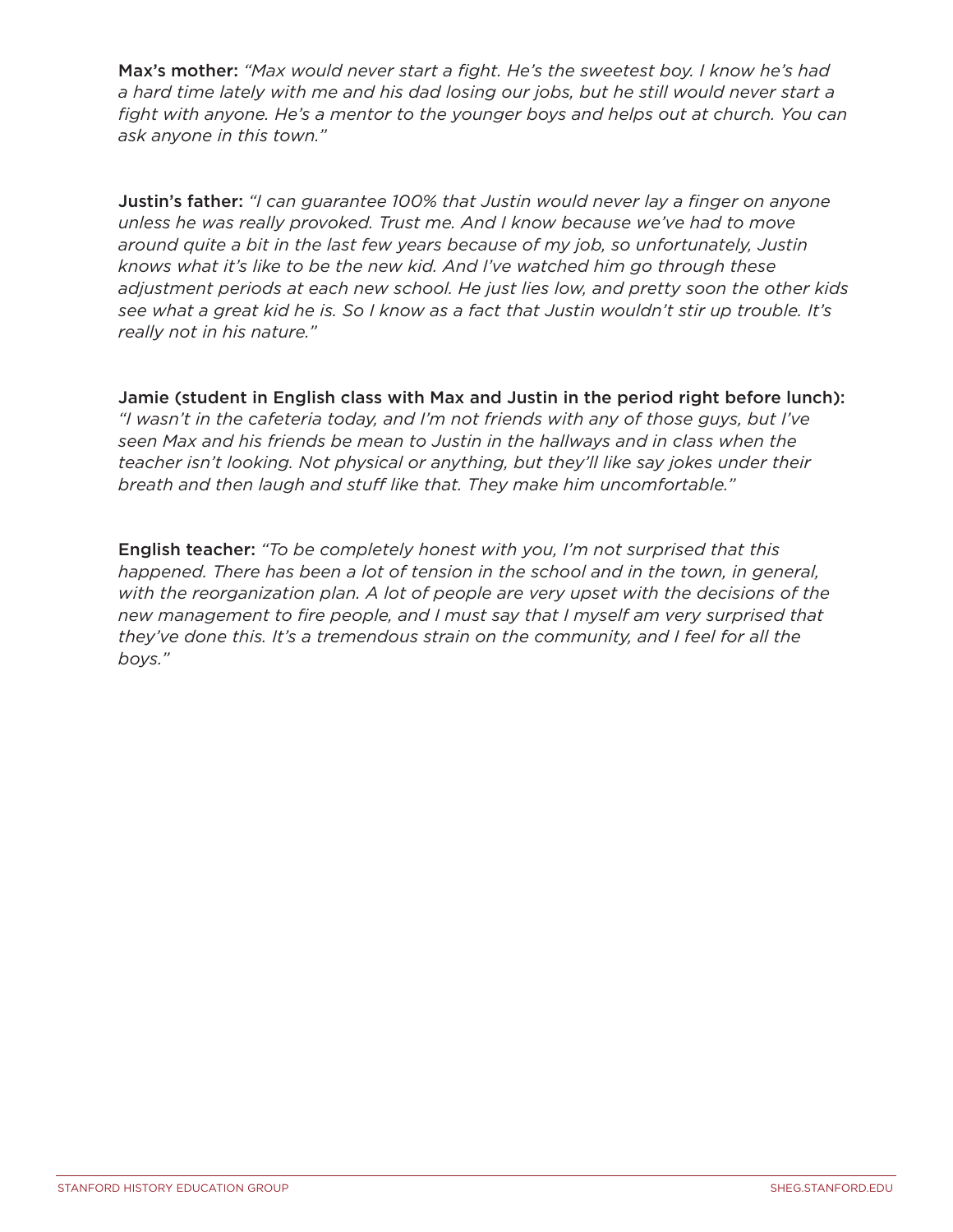**Max's mother:** *"Max would never start a fight. He's the sweetest boy. I know he's had a hard time lately with me and his dad losing our jobs, but he still would never start a fight with anyone. He's a mentor to the younger boys and helps out at church. You can ask anyone in this town."*

**Justin's father:** *"I can guarantee 100% that Justin would never lay a finger on anyone unless he was really provoked. Trust me. And I know because we've had to move around quite a bit in the last few years because of my job, so unfortunately, Justin knows what it's like to be the new kid. And I've watched him go through these adjustment periods at each new school. He just lies low, and pretty soon the other kids see what a great kid he is. So I know as a fact that Justin wouldn't stir up trouble. It's really not in his nature."*

**Jamie (student in English class with Max and Justin in the period right before lunch):** *"I wasn't in the cafeteria today, and I'm not friends with any of those guys, but I've seen Max and his friends be mean to Justin in the hallways and in class when the teacher isn't looking. Not physical or anything, but they'll like say jokes under their breath and then laugh and stuff like that. They make him uncomfortable."*

**English teacher:** *"To be completely honest with you, I'm not surprised that this happened. There has been a lot of tension in the school and in the town, in general, with the reorganization plan. A lot of people are very upset with the decisions of the new management to fire people, and I must say that I myself am very surprised that they've done this. It's a tremendous strain on the community, and I feel for all the boys."*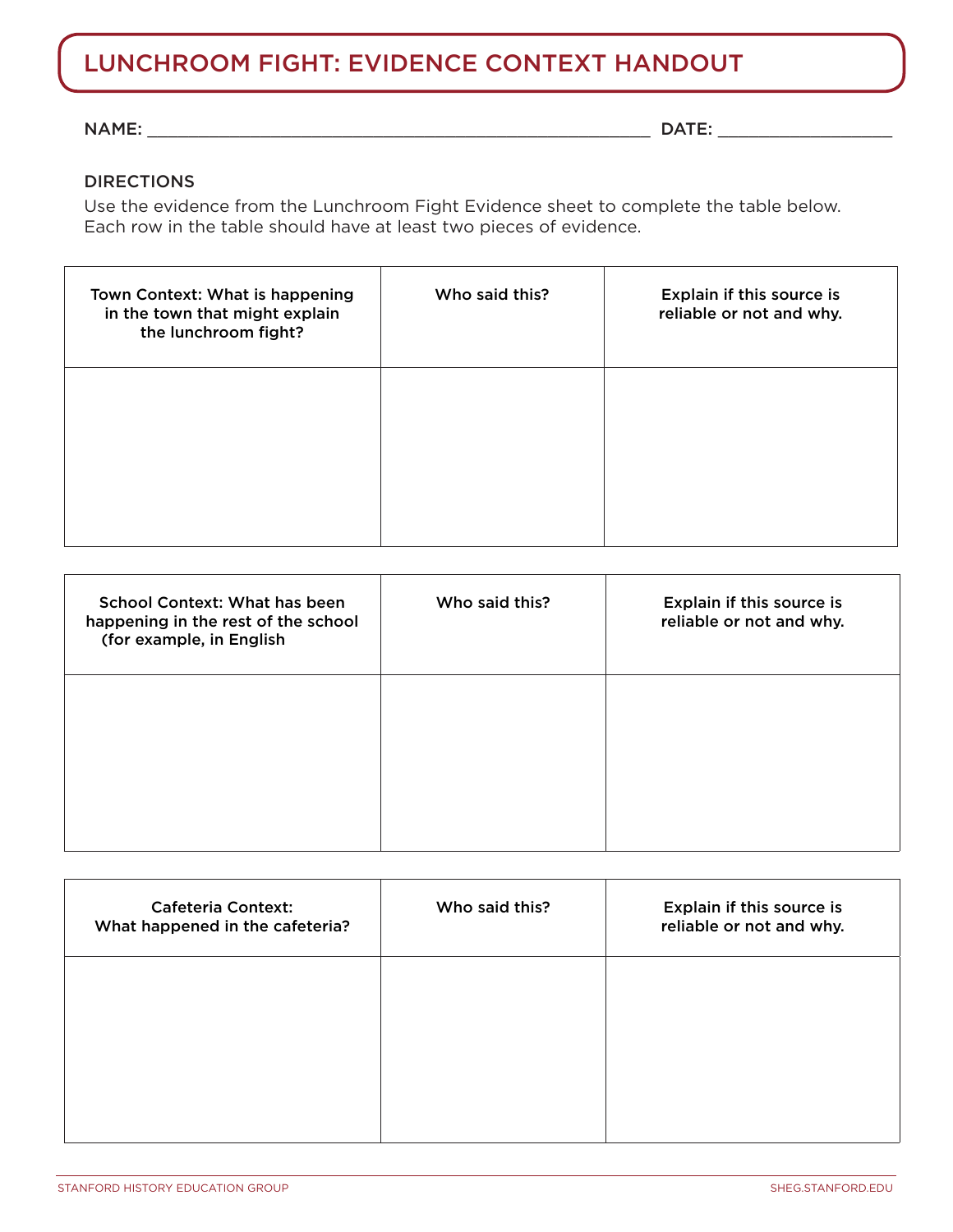# LUNCHROOM FIGHT: EVIDENCE CONTEXT HANDOUT

NAME: ______________________________________________ DATE: ________________

DIRECTIONS

Use the evidence from the Lunchroom Fight Evidence sheet to complete the table below. Each row in the table should have at least two pieces of evidence.

| Town Context: What is happening in the town that might explain the lunchroom fight? | Who said this? | Explain if this source is reliable or not and why. |
|---|---|---|
| | | |

| School Context: What has been happening in the rest of the school (for example, in English | Who said this? | Explain if this source is reliable or not and why. |
|---|---|---|
| | | |

| Cafeteria Context: What happened in the cafeteria? | Who said this? | Explain if this source is reliable or not and why. |
|---|---|---|
| | | |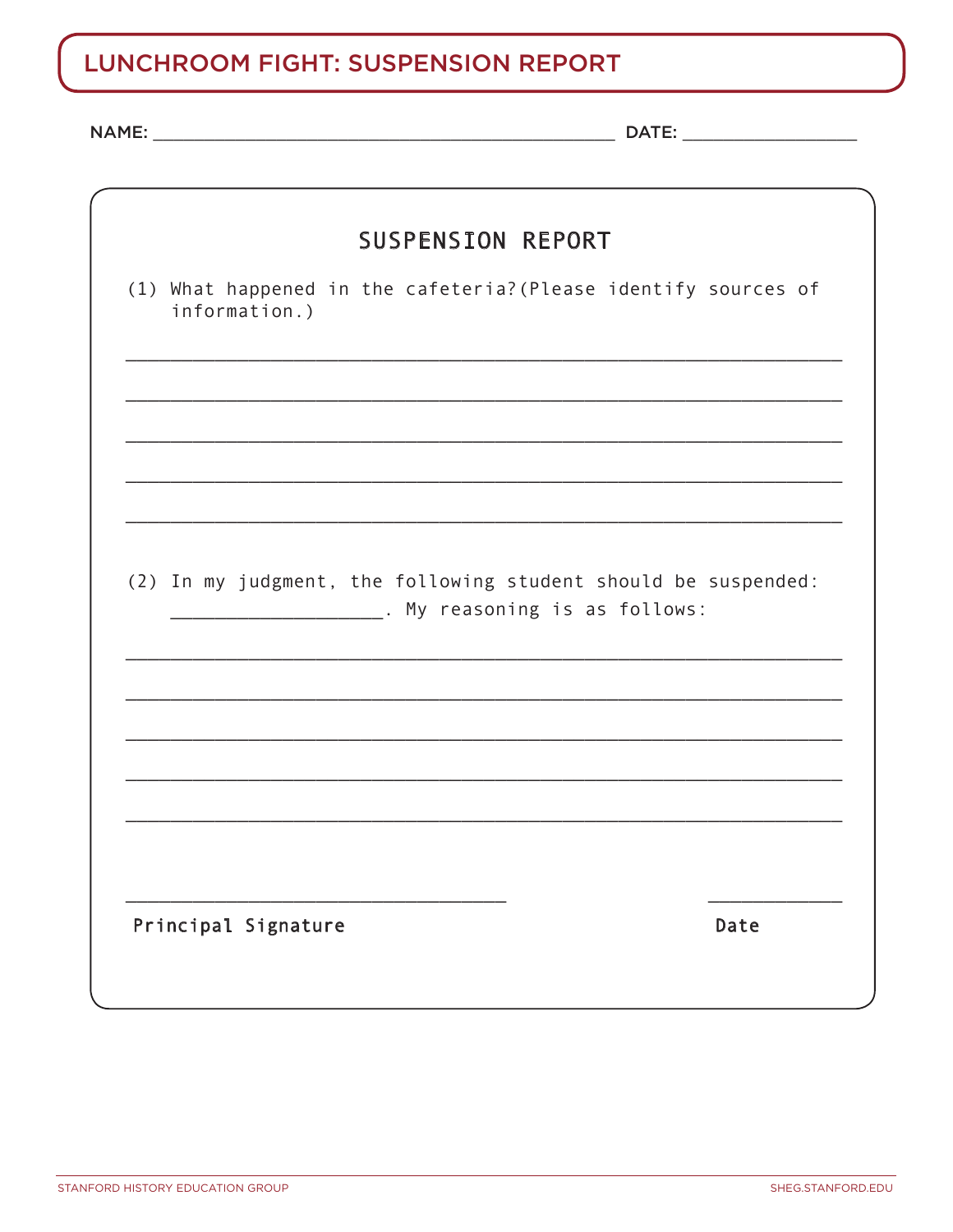# LUNCHROOM FIGHT: SUSPENSION REPORT

NAME: ______________________________________________ DATE: _________________

## SUSPENSION REPORT

(1) What happened in the cafeteria?(Please identify sources of information.)

_______________________________________________________________

_______________________________________________________________

_______________________________________________________________

_______________________________________________________________

_______________________________________________________________

(2) In my judgment, the following student should be suspended: ___________________. My reasoning is as follows:

_______________________________________________________________

_______________________________________________________________

_______________________________________________________________

_______________________________________________________________

_______________________________________________________________

__________________________________ ____________

Principal Signature Date